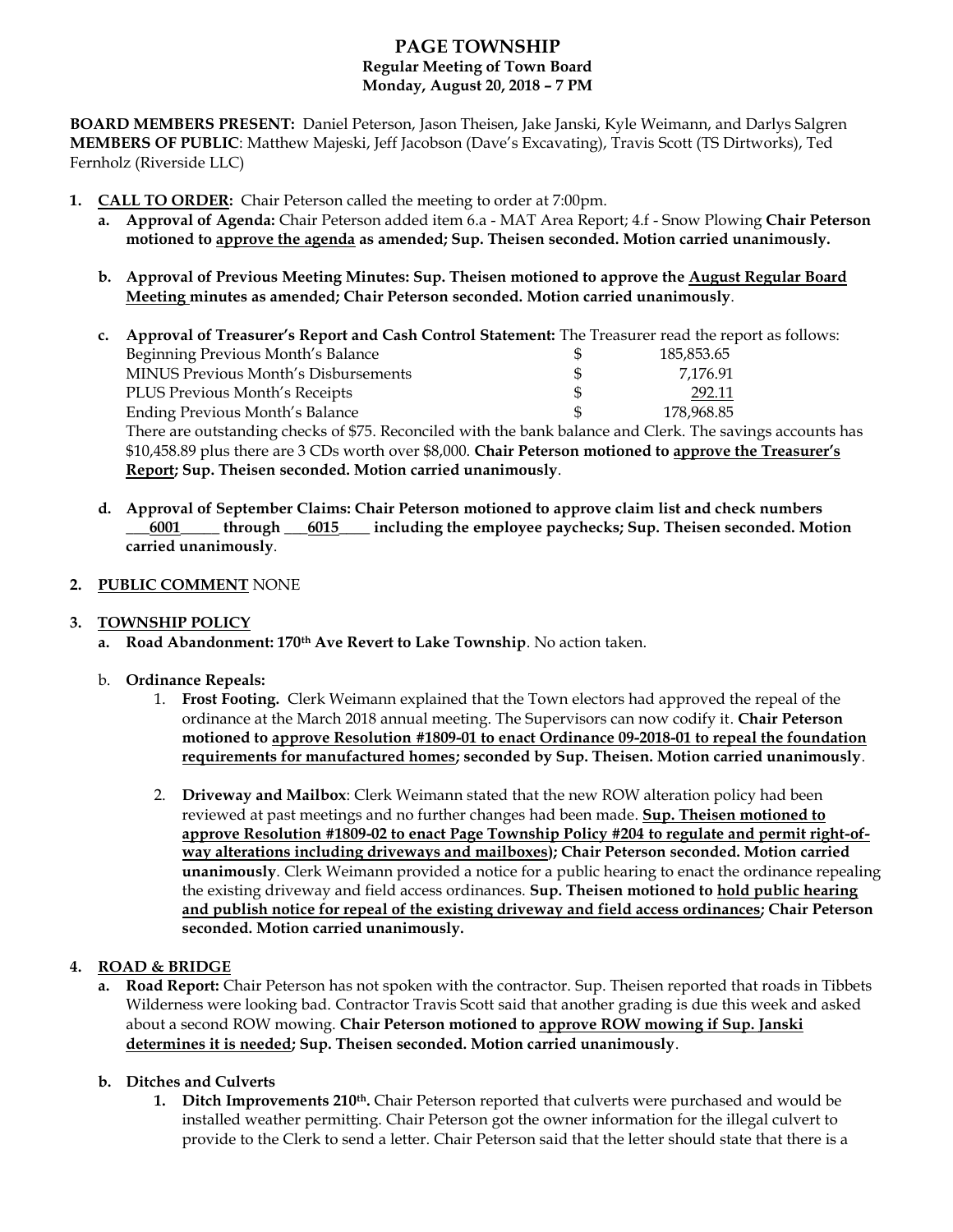# PAGE TOWNSHIP

**Regular Meeting of Town Board**
**Monday, August 20, 2018 – 7 PM**

**BOARD MEMBERS PRESENT:** Daniel Peterson, Jason Theisen, Jake Janski, Kyle Weimann, and Darlys Salgren
**MEMBERS OF PUBLIC**: Matthew Majeski, Jeff Jacobson (Dave's Excavating), Travis Scott (TS Dirtworks), Ted Fernholz (Riverside LLC)

1. **CALL TO ORDER:** Chair Peterson called the meeting to order at 7:00pm.
   a. **Approval of Agenda:** Chair Peterson added item 6.a - MAT Area Report; 4.f - Snow Plowing **Chair Peterson motioned to approve the agenda as amended; Sup. Theisen seconded. Motion carried unanimously.**

   b. **Approval of Previous Meeting Minutes: Sup. Theisen motioned to approve the August Regular Board Meeting minutes as amended; Chair Peterson seconded. Motion carried unanimously**.

   c. **Approval of Treasurer's Report and Cash Control Statement:** The Treasurer read the report as follows:

   | | | |
   |---|---|---|
   | Beginning Previous Month's Balance | $ | 185,853.65 |
   | MINUS Previous Month's Disbursements | $ | 7,176.91 |
   | PLUS Previous Month's Receipts | $ | 292.11 |
   | Ending Previous Month's Balance | $ | 178,968.85 |

   There are outstanding checks of $75. Reconciled with the bank balance and Clerk. The savings accounts has $10,458.89 plus there are 3 CDs worth over $8,000. **Chair Peterson motioned to approve the Treasurer's Report; Sup. Theisen seconded. Motion carried unanimously**.

   d. **Approval of September Claims: Chair Peterson motioned to approve claim list and check numbers \_\_\_6001\_\_\_\_\_ through \_\_\_6015\_\_\_\_ including the employee paychecks; Sup. Theisen seconded. Motion carried unanimously**.

2. **PUBLIC COMMENT** NONE

3. **TOWNSHIP POLICY**
   a. **Road Abandonment: 170th Ave Revert to Lake Township**. No action taken.

   b. **Ordinance Repeals:**
      1. **Frost Footing.** Clerk Weimann explained that the Town electors had approved the repeal of the ordinance at the March 2018 annual meeting. The Supervisors can now codify it. **Chair Peterson motioned to approve Resolution #1809-01 to enact Ordinance 09-2018-01 to repeal the foundation requirements for manufactured homes; seconded by Sup. Theisen. Motion carried unanimously**.

      2. **Driveway and Mailbox**: Clerk Weimann stated that the new ROW alteration policy had been reviewed at past meetings and no further changes had been made. **Sup. Theisen motioned to approve Resolution #1809-02 to enact Page Township Policy #204 to regulate and permit right-of-way alterations including driveways and mailboxes); Chair Peterson seconded. Motion carried unanimously**. Clerk Weimann provided a notice for a public hearing to enact the ordinance repealing the existing driveway and field access ordinances. **Sup. Theisen motioned to hold public hearing and publish notice for repeal of the existing driveway and field access ordinances; Chair Peterson seconded. Motion carried unanimously.**

4. **ROAD & BRIDGE**
   a. **Road Report:** Chair Peterson has not spoken with the contractor. Sup. Theisen reported that roads in Tibbets Wilderness were looking bad. Contractor Travis Scott said that another grading is due this week and asked about a second ROW mowing. **Chair Peterson motioned to approve ROW mowing if Sup. Janski determines it is needed; Sup. Theisen seconded. Motion carried unanimously**.

   b. **Ditches and Culverts**
      1. **Ditch Improvements 210th.** Chair Peterson reported that culverts were purchased and would be installed weather permitting. Chair Peterson got the owner information for the illegal culvert to provide to the Clerk to send a letter. Chair Peterson said that the letter should state that there is a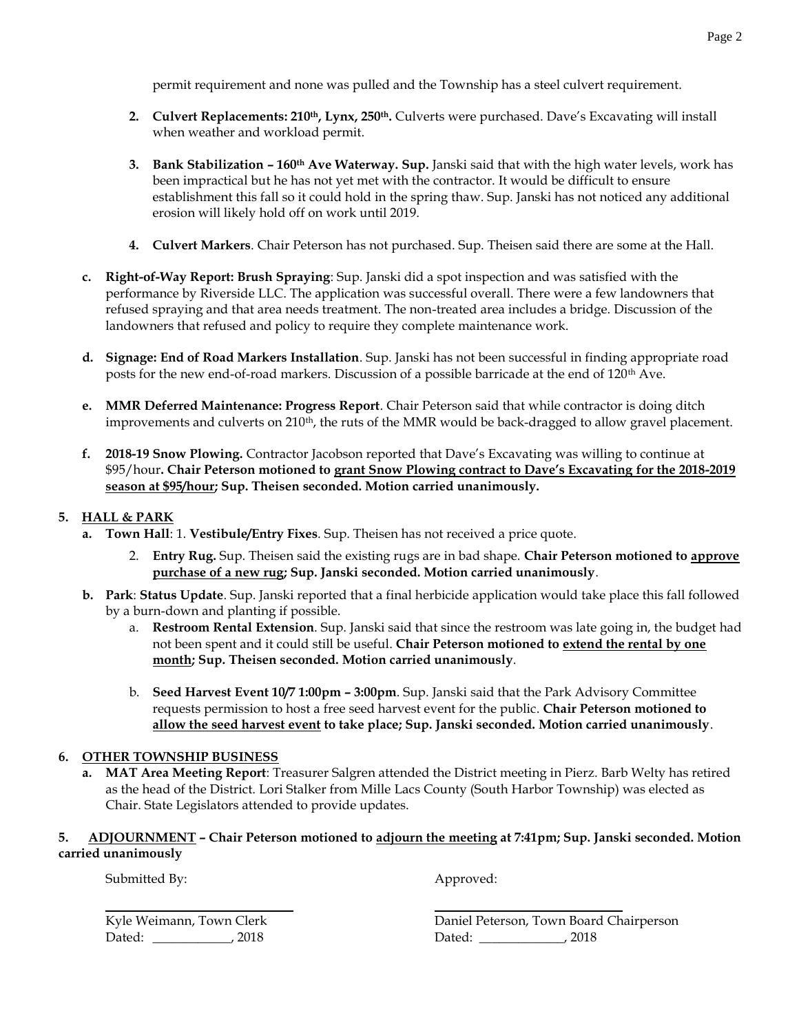permit requirement and none was pulled and the Township has a steel culvert requirement.

2. **Culvert Replacements: 210th, Lynx, 250th.** Culverts were purchased. Dave's Excavating will install when weather and workload permit.

3. **Bank Stabilization – 160th Ave Waterway. Sup.** Janski said that with the high water levels, work has been impractical but he has not yet met with the contractor. It would be difficult to ensure establishment this fall so it could hold in the spring thaw. Sup. Janski has not noticed any additional erosion will likely hold off on work until 2019.

4. **Culvert Markers**. Chair Peterson has not purchased. Sup. Theisen said there are some at the Hall.

c. **Right-of-Way Report: Brush Spraying**: Sup. Janski did a spot inspection and was satisfied with the performance by Riverside LLC. The application was successful overall. There were a few landowners that refused spraying and that area needs treatment. The non-treated area includes a bridge. Discussion of the landowners that refused and policy to require they complete maintenance work.

d. **Signage: End of Road Markers Installation**. Sup. Janski has not been successful in finding appropriate road posts for the new end-of-road markers. Discussion of a possible barricade at the end of 120th Ave.

e. **MMR Deferred Maintenance: Progress Report**. Chair Peterson said that while contractor is doing ditch improvements and culverts on 210th, the ruts of the MMR would be back-dragged to allow gravel placement.

f. **2018-19 Snow Plowing.** Contractor Jacobson reported that Dave's Excavating was willing to continue at $95/hour**. Chair Peterson motioned to <u>grant Snow Plowing contract to Dave's Excavating for the 2018-2019 season at $95/hour</u>; Sup. Theisen seconded. Motion carried unanimously.**

## 5. <u>HALL & PARK</u>

a. **Town Hall**: 1. **Vestibule/Entry Fixes**. Sup. Theisen has not received a price quote.

2. **Entry Rug.** Sup. Theisen said the existing rugs are in bad shape. **Chair Peterson motioned to <u>approve purchase of a new rug</u>; Sup. Janski seconded. Motion carried unanimously**.

b. **Park**: **Status Update**. Sup. Janski reported that a final herbicide application would take place this fall followed by a burn-down and planting if possible.

a. **Restroom Rental Extension**. Sup. Janski said that since the restroom was late going in, the budget had not been spent and it could still be useful. **Chair Peterson motioned to <u>extend the rental by one month</u>; Sup. Theisen seconded. Motion carried unanimously**.

b. **Seed Harvest Event 10/7 1:00pm – 3:00pm**. Sup. Janski said that the Park Advisory Committee requests permission to host a free seed harvest event for the public. **Chair Peterson motioned to <u>allow the seed harvest event</u> to take place; Sup. Janski seconded. Motion carried unanimously**.

## 6. <u>OTHER TOWNSHIP BUSINESS</u>

a. **MAT Area Meeting Report**: Treasurer Salgren attended the District meeting in Pierz. Barb Welty has retired as the head of the District. Lori Stalker from Mille Lacs County (South Harbor Township) was elected as Chair. State Legislators attended to provide updates.

**5. <u>ADJOURNMENT</u> – Chair Peterson motioned to <u>adjourn the meeting</u> at 7:41pm; Sup. Janski seconded. Motion carried unanimously**

Submitted By: 

\_\_\_\_\_\_\_\_\_\_\_\_\_\_\_\_\_\_\_\_\_\_\_\_\_\_\_\_

Kyle Weimann, Town Clerk
Dated: \_\_\_\_\_\_\_\_\_\_\_\_, 2018

Approved:

\_\_\_\_\_\_\_\_\_\_\_\_\_\_\_\_\_\_\_\_\_\_\_\_\_\_\_\_

Daniel Peterson, Town Board Chairperson
Dated: \_\_\_\_\_\_\_\_\_\_\_\_\_, 2018